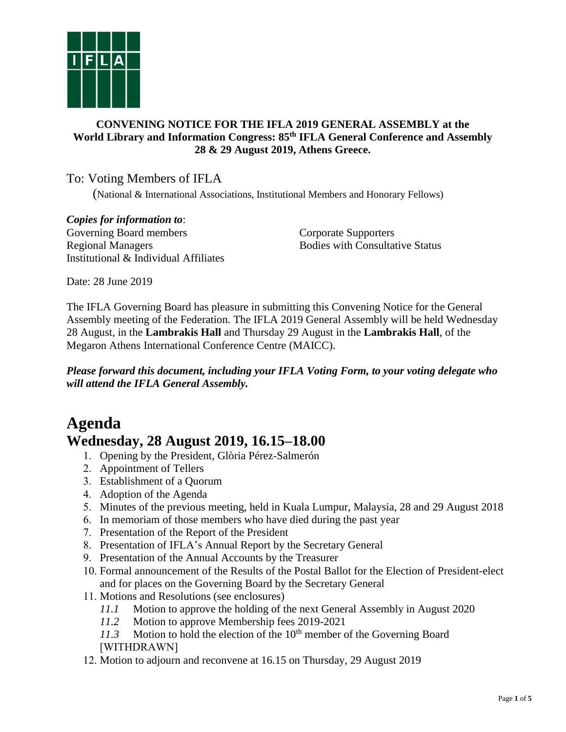**CONVENING NOTICE FOR THE IFLA 2019 GENERAL ASSEMBLY at the World Library and Information Congress: 85th IFLA General Conference and Assembly 28 & 29 August 2019, Athens Greece.**

To: Voting Members of IFLA

(National & International Associations, Institutional Members and Honorary Fellows)

***Copies for information to***:

Governing Board members
Regional Managers
Institutional & Individual Affiliates
Corporate Supporters
Bodies with Consultative Status

Date: 28 June 2019

The IFLA Governing Board has pleasure in submitting this Convening Notice for the General Assembly meeting of the Federation. The IFLA 2019 General Assembly will be held Wednesday 28 August, in the **Lambrakis Hall** and Thursday 29 August in the **Lambrakis Hall**, of the Megaron Athens International Conference Centre (MAICC).

***Please forward this document, including your IFLA Voting Form, to your voting delegate who will attend the IFLA General Assembly.***

# Agenda

## Wednesday, 28 August 2019, 16.15–18.00

1. Opening by the President, Glòria Pérez-Salmerón
2. Appointment of Tellers
3. Establishment of a Quorum
4. Adoption of the Agenda
5. Minutes of the previous meeting, held in Kuala Lumpur, Malaysia, 28 and 29 August 2018
6. In memoriam of those members who have died during the past year
7. Presentation of the Report of the President
8. Presentation of IFLA's Annual Report by the Secretary General
9. Presentation of the Annual Accounts by the Treasurer
10. Formal announcement of the Results of the Postal Ballot for the Election of President-elect and for places on the Governing Board by the Secretary General
11. Motions and Resolutions (see enclosures)
    - *11.1* Motion to approve the holding of the next General Assembly in August 2020
    - *11.2* Motion to approve Membership fees 2019-2021
    - *11.3* Motion to hold the election of the 10th member of the Governing Board [WITHDRAWN]
12. Motion to adjourn and reconvene at 16.15 on Thursday, 29 August 2019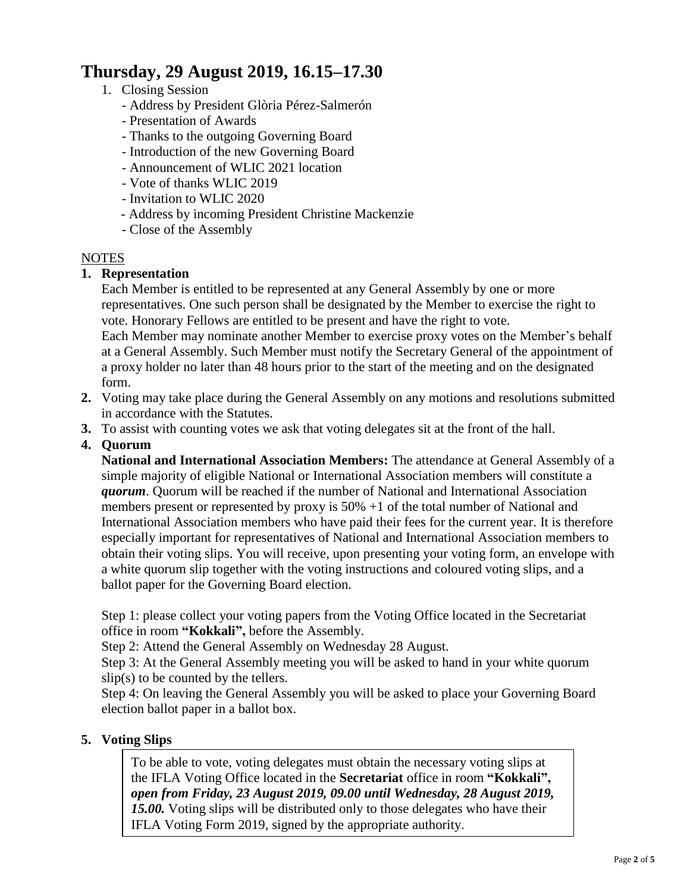# Thursday, 29 August 2019, 16.15–17.30

1. Closing Session
   - Address by President Glòria Pérez-Salmerón
   - Presentation of Awards
   - Thanks to the outgoing Governing Board
   - Introduction of the new Governing Board
   - Announcement of WLIC 2021 location
   - Vote of thanks WLIC 2019
   - Invitation to WLIC 2020
   - Address by incoming President Christine Mackenzie
   - Close of the Assembly

NOTES

1. **Representation**

   Each Member is entitled to be represented at any General Assembly by one or more representatives. One such person shall be designated by the Member to exercise the right to vote. Honorary Fellows are entitled to be present and have the right to vote.

   Each Member may nominate another Member to exercise proxy votes on the Member's behalf at a General Assembly. Such Member must notify the Secretary General of the appointment of a proxy holder no later than 48 hours prior to the start of the meeting and on the designated form.

2. Voting may take place during the General Assembly on any motions and resolutions submitted in accordance with the Statutes.
3. To assist with counting votes we ask that voting delegates sit at the front of the hall.
4. **Quorum**

   **National and International Association Members:** The attendance at General Assembly of a simple majority of eligible National or International Association members will constitute a ***quorum***. Quorum will be reached if the number of National and International Association members present or represented by proxy is 50% +1 of the total number of National and International Association members who have paid their fees for the current year. It is therefore especially important for representatives of National and International Association members to obtain their voting slips. You will receive, upon presenting your voting form, an envelope with a white quorum slip together with the voting instructions and coloured voting slips, and a ballot paper for the Governing Board election.

   Step 1: please collect your voting papers from the Voting Office located in the Secretariat office in room **"Kokkali",** before the Assembly.

   Step 2: Attend the General Assembly on Wednesday 28 August.

   Step 3: At the General Assembly meeting you will be asked to hand in your white quorum slip(s) to be counted by the tellers.

   Step 4: On leaving the General Assembly you will be asked to place your Governing Board election ballot paper in a ballot box.

5. **Voting Slips**

   To be able to vote, voting delegates must obtain the necessary voting slips at the IFLA Voting Office located in the **Secretariat** office in room **"Kokkali"**, ***open from Friday, 23 August 2019, 09.00 until Wednesday, 28 August 2019, 15.00.*** Voting slips will be distributed only to those delegates who have their IFLA Voting Form 2019, signed by the appropriate authority.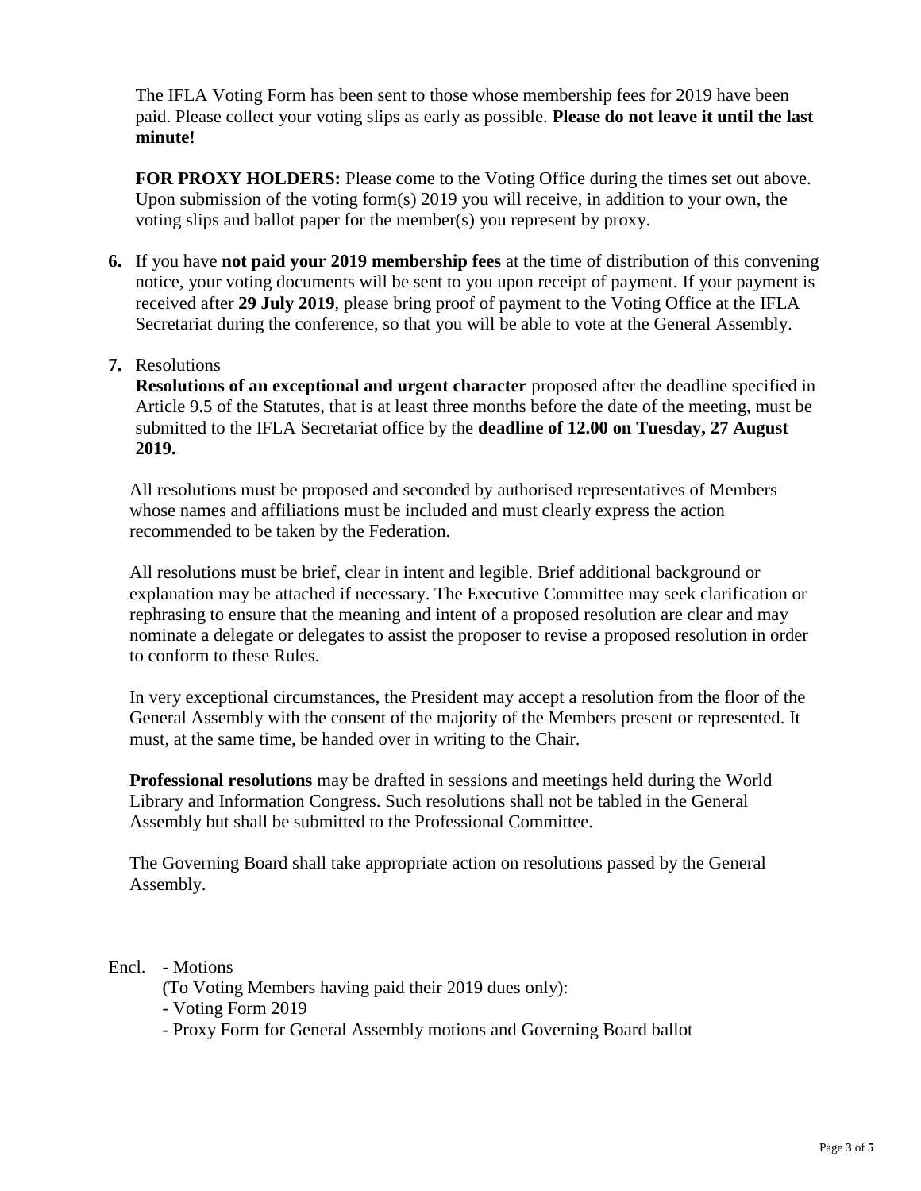The IFLA Voting Form has been sent to those whose membership fees for 2019 have been paid. Please collect your voting slips as early as possible. **Please do not leave it until the last minute!**

**FOR PROXY HOLDERS:** Please come to the Voting Office during the times set out above. Upon submission of the voting form(s) 2019 you will receive, in addition to your own, the voting slips and ballot paper for the member(s) you represent by proxy.

6. If you have **not paid your 2019 membership fees** at the time of distribution of this convening notice, your voting documents will be sent to you upon receipt of payment. If your payment is received after **29 July 2019**, please bring proof of payment to the Voting Office at the IFLA Secretariat during the conference, so that you will be able to vote at the General Assembly.

7. Resolutions

   **Resolutions of an exceptional and urgent character** proposed after the deadline specified in Article 9.5 of the Statutes, that is at least three months before the date of the meeting, must be submitted to the IFLA Secretariat office by the **deadline of 12.00 on Tuesday, 27 August 2019.**

   All resolutions must be proposed and seconded by authorised representatives of Members whose names and affiliations must be included and must clearly express the action recommended to be taken by the Federation.

   All resolutions must be brief, clear in intent and legible. Brief additional background or explanation may be attached if necessary. The Executive Committee may seek clarification or rephrasing to ensure that the meaning and intent of a proposed resolution are clear and may nominate a delegate or delegates to assist the proposer to revise a proposed resolution in order to conform to these Rules.

   In very exceptional circumstances, the President may accept a resolution from the floor of the General Assembly with the consent of the majority of the Members present or represented. It must, at the same time, be handed over in writing to the Chair.

   **Professional resolutions** may be drafted in sessions and meetings held during the World Library and Information Congress. Such resolutions shall not be tabled in the General Assembly but shall be submitted to the Professional Committee.

   The Governing Board shall take appropriate action on resolutions passed by the General Assembly.

Encl. - Motions

(To Voting Members having paid their 2019 dues only):

- Voting Form 2019
- Proxy Form for General Assembly motions and Governing Board ballot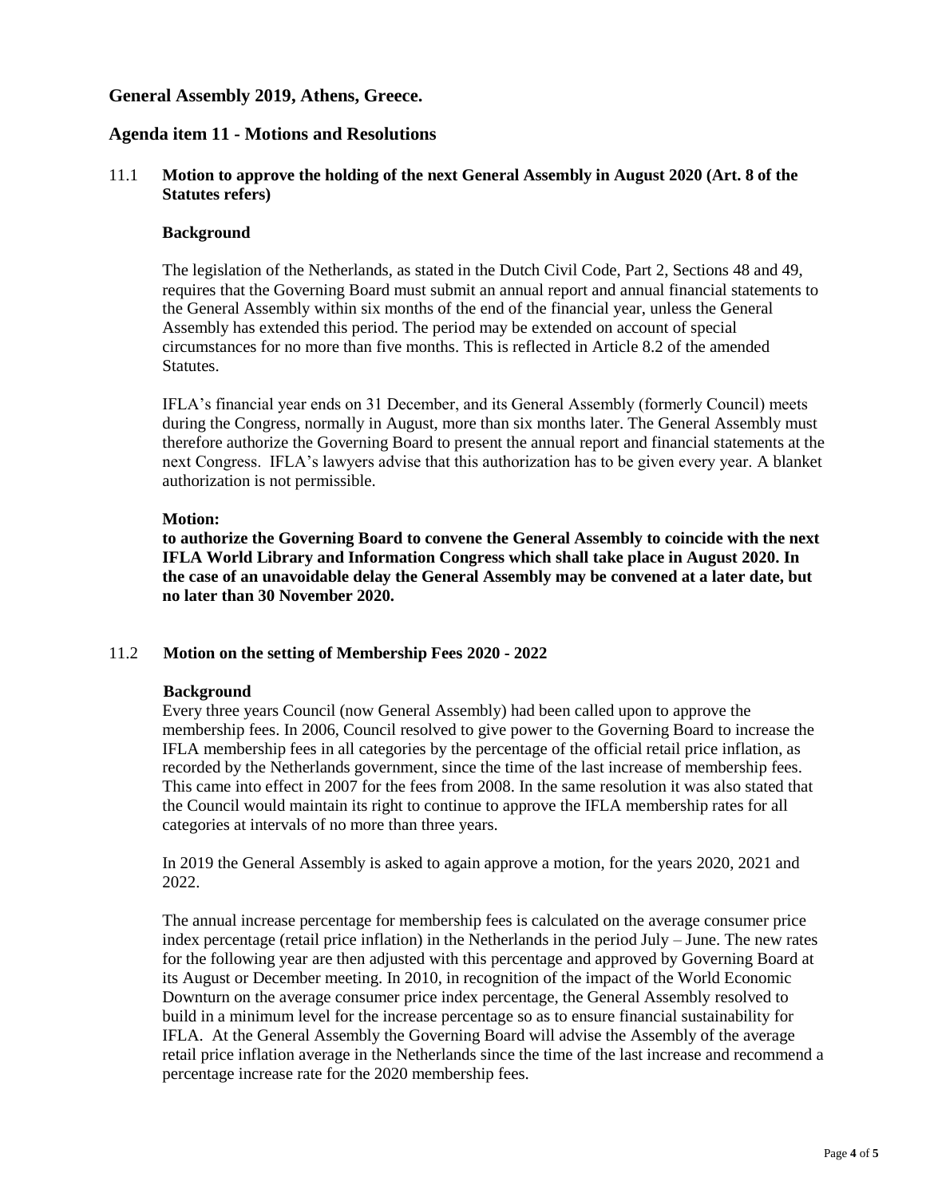## General Assembly 2019, Athens, Greece.

## Agenda item 11 - Motions and Resolutions

### 11.1 Motion to approve the holding of the next General Assembly in August 2020 (Art. 8 of the Statutes refers)

**Background**

The legislation of the Netherlands, as stated in the Dutch Civil Code, Part 2, Sections 48 and 49, requires that the Governing Board must submit an annual report and annual financial statements to the General Assembly within six months of the end of the financial year, unless the General Assembly has extended this period. The period may be extended on account of special circumstances for no more than five months. This is reflected in Article 8.2 of the amended Statutes.

IFLA's financial year ends on 31 December, and its General Assembly (formerly Council) meets during the Congress, normally in August, more than six months later. The General Assembly must therefore authorize the Governing Board to present the annual report and financial statements at the next Congress. IFLA's lawyers advise that this authorization has to be given every year. A blanket authorization is not permissible.

**Motion:**

**to authorize the Governing Board to convene the General Assembly to coincide with the next IFLA World Library and Information Congress which shall take place in August 2020. In the case of an unavoidable delay the General Assembly may be convened at a later date, but no later than 30 November 2020.**

### 11.2 Motion on the setting of Membership Fees 2020 - 2022

**Background**

Every three years Council (now General Assembly) had been called upon to approve the membership fees. In 2006, Council resolved to give power to the Governing Board to increase the IFLA membership fees in all categories by the percentage of the official retail price inflation, as recorded by the Netherlands government, since the time of the last increase of membership fees. This came into effect in 2007 for the fees from 2008. In the same resolution it was also stated that the Council would maintain its right to continue to approve the IFLA membership rates for all categories at intervals of no more than three years.

In 2019 the General Assembly is asked to again approve a motion, for the years 2020, 2021 and 2022.

The annual increase percentage for membership fees is calculated on the average consumer price index percentage (retail price inflation) in the Netherlands in the period July – June. The new rates for the following year are then adjusted with this percentage and approved by Governing Board at its August or December meeting. In 2010, in recognition of the impact of the World Economic Downturn on the average consumer price index percentage, the General Assembly resolved to build in a minimum level for the increase percentage so as to ensure financial sustainability for IFLA. At the General Assembly the Governing Board will advise the Assembly of the average retail price inflation average in the Netherlands since the time of the last increase and recommend a percentage increase rate for the 2020 membership fees.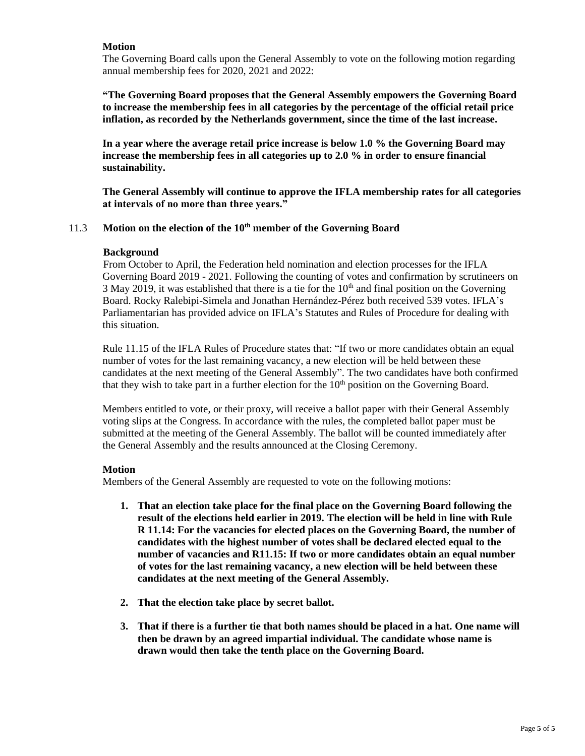**Motion**

The Governing Board calls upon the General Assembly to vote on the following motion regarding annual membership fees for 2020, 2021 and 2022:

**"The Governing Board proposes that the General Assembly empowers the Governing Board to increase the membership fees in all categories by the percentage of the official retail price inflation, as recorded by the Netherlands government, since the time of the last increase.**

**In a year where the average retail price increase is below 1.0 % the Governing Board may increase the membership fees in all categories up to 2.0 % in order to ensure financial sustainability.**

**The General Assembly will continue to approve the IFLA membership rates for all categories at intervals of no more than three years."**

### 11.3 Motion on the election of the 10th member of the Governing Board

**Background**

From October to April, the Federation held nomination and election processes for the IFLA Governing Board 2019 - 2021. Following the counting of votes and confirmation by scrutineers on 3 May 2019, it was established that there is a tie for the 10th and final position on the Governing Board. Rocky Ralebipi-Simela and Jonathan Hernández-Pérez both received 539 votes. IFLA's Parliamentarian has provided advice on IFLA's Statutes and Rules of Procedure for dealing with this situation.

Rule 11.15 of the IFLA Rules of Procedure states that: "If two or more candidates obtain an equal number of votes for the last remaining vacancy, a new election will be held between these candidates at the next meeting of the General Assembly". The two candidates have both confirmed that they wish to take part in a further election for the 10th position on the Governing Board.

Members entitled to vote, or their proxy, will receive a ballot paper with their General Assembly voting slips at the Congress. In accordance with the rules, the completed ballot paper must be submitted at the meeting of the General Assembly. The ballot will be counted immediately after the General Assembly and the results announced at the Closing Ceremony.

**Motion**

Members of the General Assembly are requested to vote on the following motions:

1. **That an election take place for the final place on the Governing Board following the result of the elections held earlier in 2019. The election will be held in line with Rule R 11.14: For the vacancies for elected places on the Governing Board, the number of candidates with the highest number of votes shall be declared elected equal to the number of vacancies and R11.15: If two or more candidates obtain an equal number of votes for the last remaining vacancy, a new election will be held between these candidates at the next meeting of the General Assembly.**

2. **That the election take place by secret ballot.**

3. **That if there is a further tie that both names should be placed in a hat. One name will then be drawn by an agreed impartial individual. The candidate whose name is drawn would then take the tenth place on the Governing Board.**